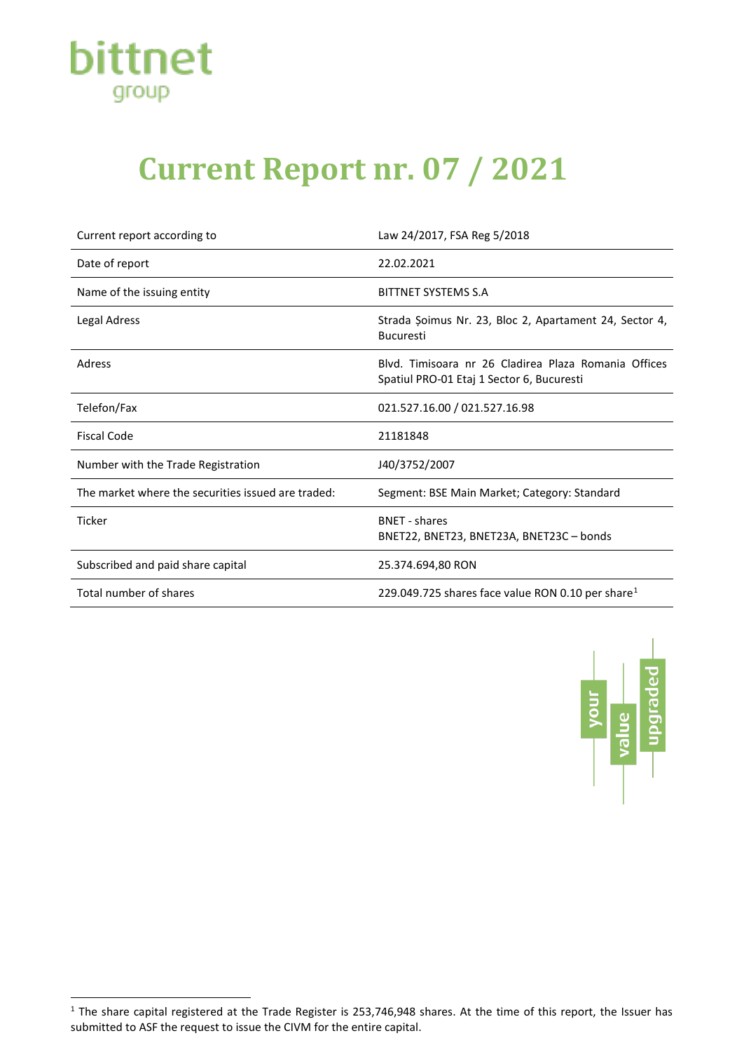# Current Report nr. 07 / 2021

| | |
|---|---|
| Current report according to | Law 24/2017, FSA Reg 5/2018 |
| Date of report | 22.02.2021 |
| Name of the issuing entity | BITTNET SYSTEMS S.A |
| Legal Adress | Strada Șoimus Nr. 23, Bloc 2, Apartament 24, Sector 4, Bucuresti |
| Adress | Blvd. Timisoara nr 26 Cladirea Plaza Romania Offices Spatiul PRO-01 Etaj 1 Sector 6, Bucuresti |
| Telefon/Fax | 021.527.16.00 / 021.527.16.98 |
| Fiscal Code | 21181848 |
| Number with the Trade Registration | J40/3752/2007 |
| The market where the securities issued are traded: | Segment: BSE Main Market; Category: Standard |
| Ticker | BNET - shares<br>BNET22, BNET23, BNET23A, BNET23C – bonds |
| Subscribed and paid share capital | 25.374.694,80 RON |
| Total number of shares | 229.049.725 shares face value RON 0.10 per share[1] |

[1] The share capital registered at the Trade Register is 253,746,948 shares. At the time of this report, the Issuer has submitted to ASF the request to issue the CIVM for the entire capital.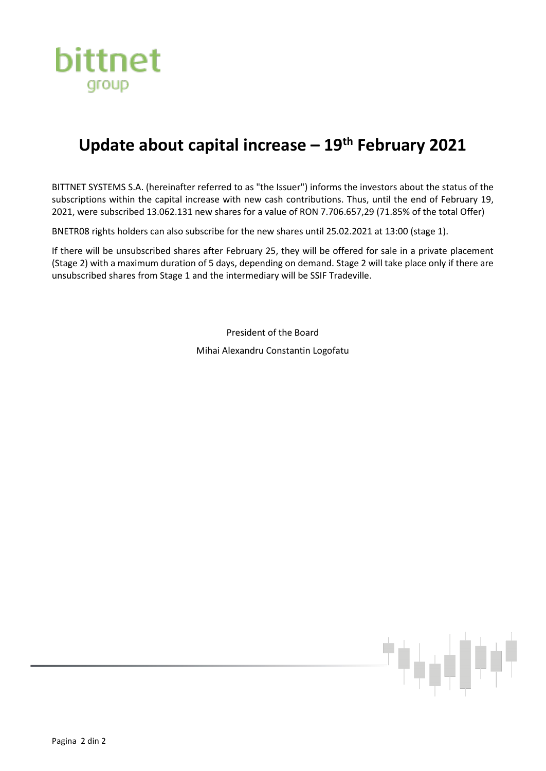# Update about capital increase – 19th February 2021

BITTNET SYSTEMS S.A. (hereinafter referred to as "the Issuer") informs the investors about the status of the subscriptions within the capital increase with new cash contributions. Thus, until the end of February 19, 2021, were subscribed 13.062.131 new shares for a value of RON 7.706.657,29 (71.85% of the total Offer)

BNETR08 rights holders can also subscribe for the new shares until 25.02.2021 at 13:00 (stage 1).

If there will be unsubscribed shares after February 25, they will be offered for sale in a private placement (Stage 2) with a maximum duration of 5 days, depending on demand. Stage 2 will take place only if there are unsubscribed shares from Stage 1 and the intermediary will be SSIF Tradeville.

President of the Board

Mihai Alexandru Constantin Logofatu